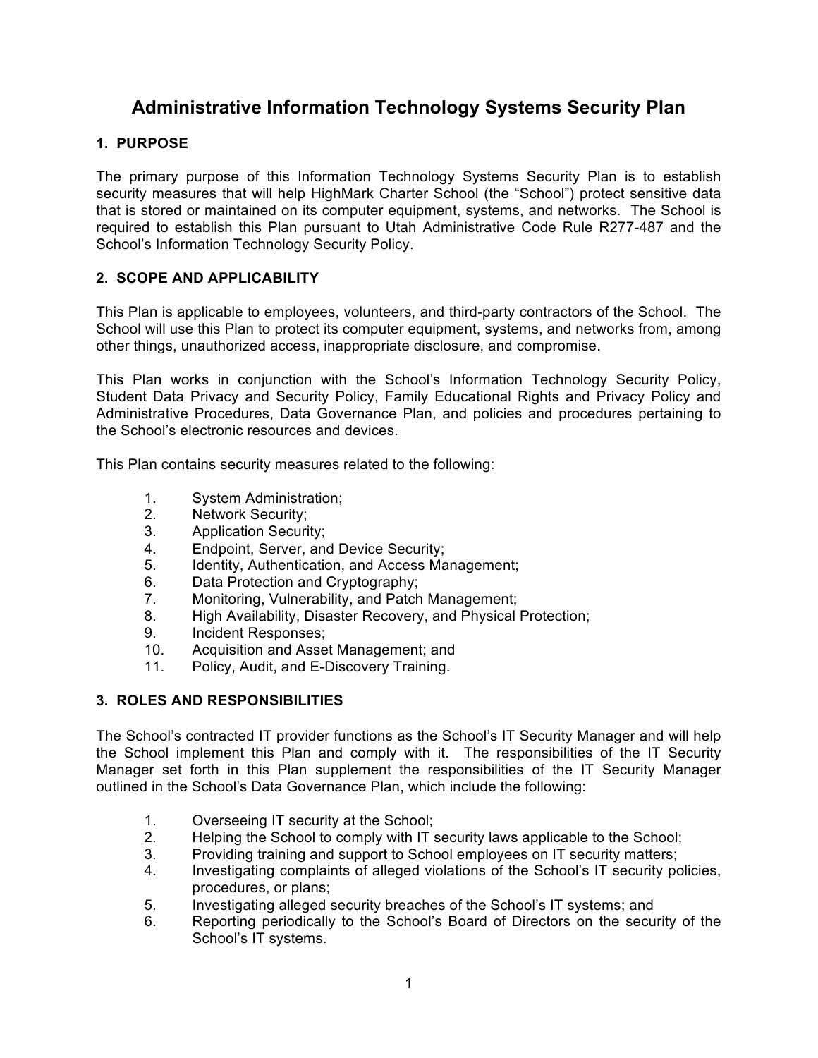# Administrative Information Technology Systems Security Plan

## 1. PURPOSE

The primary purpose of this Information Technology Systems Security Plan is to establish security measures that will help HighMark Charter School (the "School") protect sensitive data that is stored or maintained on its computer equipment, systems, and networks. The School is required to establish this Plan pursuant to Utah Administrative Code Rule R277-487 and the School's Information Technology Security Policy.

## 2. SCOPE AND APPLICABILITY

This Plan is applicable to employees, volunteers, and third-party contractors of the School. The School will use this Plan to protect its computer equipment, systems, and networks from, among other things, unauthorized access, inappropriate disclosure, and compromise.

This Plan works in conjunction with the School's Information Technology Security Policy, Student Data Privacy and Security Policy, Family Educational Rights and Privacy Policy and Administrative Procedures, Data Governance Plan, and policies and procedures pertaining to the School's electronic resources and devices.

This Plan contains security measures related to the following:

1. System Administration;
2. Network Security;
3. Application Security;
4. Endpoint, Server, and Device Security;
5. Identity, Authentication, and Access Management;
6. Data Protection and Cryptography;
7. Monitoring, Vulnerability, and Patch Management;
8. High Availability, Disaster Recovery, and Physical Protection;
9. Incident Responses;
10. Acquisition and Asset Management; and
11. Policy, Audit, and E-Discovery Training.

## 3. ROLES AND RESPONSIBILITIES

The School's contracted IT provider functions as the School's IT Security Manager and will help the School implement this Plan and comply with it. The responsibilities of the IT Security Manager set forth in this Plan supplement the responsibilities of the IT Security Manager outlined in the School's Data Governance Plan, which include the following:

1. Overseeing IT security at the School;
2. Helping the School to comply with IT security laws applicable to the School;
3. Providing training and support to School employees on IT security matters;
4. Investigating complaints of alleged violations of the School's IT security policies, procedures, or plans;
5. Investigating alleged security breaches of the School's IT systems; and
6. Reporting periodically to the School's Board of Directors on the security of the School's IT systems.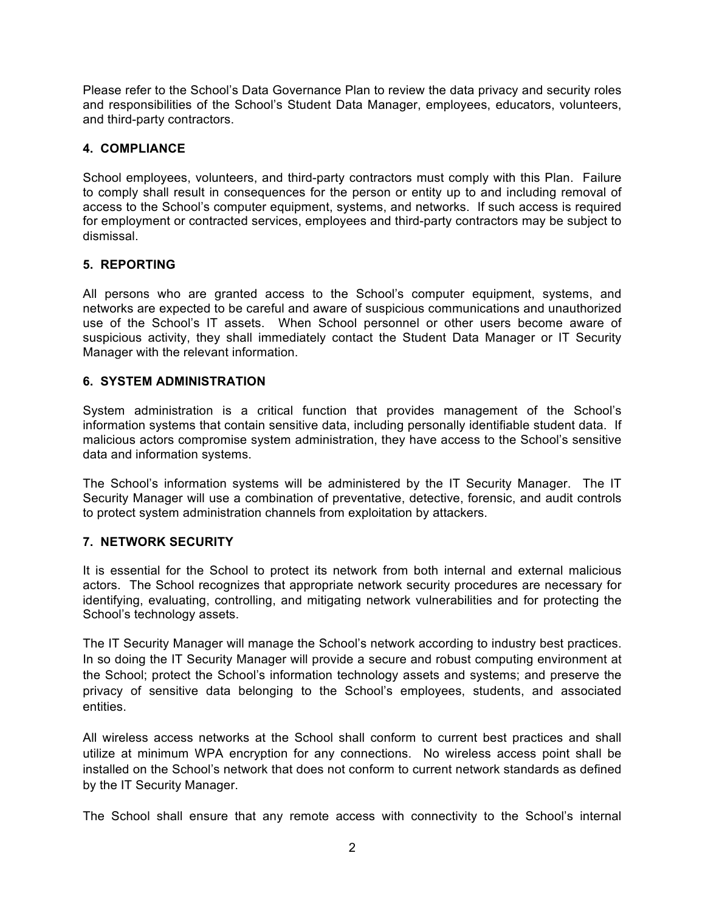Please refer to the School's Data Governance Plan to review the data privacy and security roles and responsibilities of the School's Student Data Manager, employees, educators, volunteers, and third-party contractors.

## 4. COMPLIANCE

School employees, volunteers, and third-party contractors must comply with this Plan. Failure to comply shall result in consequences for the person or entity up to and including removal of access to the School's computer equipment, systems, and networks. If such access is required for employment or contracted services, employees and third-party contractors may be subject to dismissal.

## 5. REPORTING

All persons who are granted access to the School's computer equipment, systems, and networks are expected to be careful and aware of suspicious communications and unauthorized use of the School's IT assets. When School personnel or other users become aware of suspicious activity, they shall immediately contact the Student Data Manager or IT Security Manager with the relevant information.

## 6. SYSTEM ADMINISTRATION

System administration is a critical function that provides management of the School's information systems that contain sensitive data, including personally identifiable student data. If malicious actors compromise system administration, they have access to the School's sensitive data and information systems.

The School's information systems will be administered by the IT Security Manager. The IT Security Manager will use a combination of preventative, detective, forensic, and audit controls to protect system administration channels from exploitation by attackers.

## 7. NETWORK SECURITY

It is essential for the School to protect its network from both internal and external malicious actors. The School recognizes that appropriate network security procedures are necessary for identifying, evaluating, controlling, and mitigating network vulnerabilities and for protecting the School's technology assets.

The IT Security Manager will manage the School's network according to industry best practices. In so doing the IT Security Manager will provide a secure and robust computing environment at the School; protect the School's information technology assets and systems; and preserve the privacy of sensitive data belonging to the School's employees, students, and associated entities.

All wireless access networks at the School shall conform to current best practices and shall utilize at minimum WPA encryption for any connections. No wireless access point shall be installed on the School's network that does not conform to current network standards as defined by the IT Security Manager.

The School shall ensure that any remote access with connectivity to the School's internal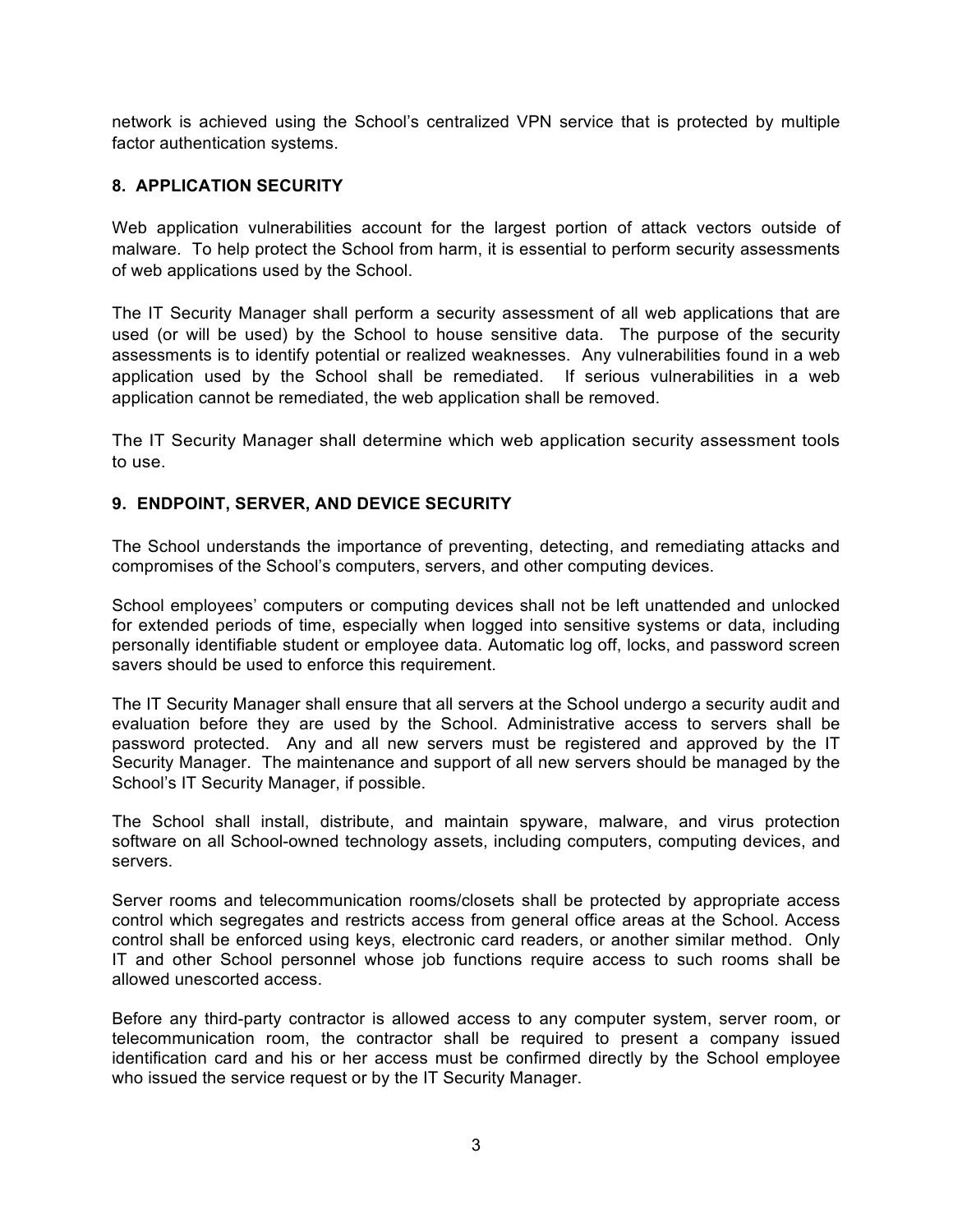network is achieved using the School's centralized VPN service that is protected by multiple factor authentication systems.

## 8. APPLICATION SECURITY

Web application vulnerabilities account for the largest portion of attack vectors outside of malware. To help protect the School from harm, it is essential to perform security assessments of web applications used by the School.

The IT Security Manager shall perform a security assessment of all web applications that are used (or will be used) by the School to house sensitive data. The purpose of the security assessments is to identify potential or realized weaknesses. Any vulnerabilities found in a web application used by the School shall be remediated. If serious vulnerabilities in a web application cannot be remediated, the web application shall be removed.

The IT Security Manager shall determine which web application security assessment tools to use.

## 9. ENDPOINT, SERVER, AND DEVICE SECURITY

The School understands the importance of preventing, detecting, and remediating attacks and compromises of the School's computers, servers, and other computing devices.

School employees' computers or computing devices shall not be left unattended and unlocked for extended periods of time, especially when logged into sensitive systems or data, including personally identifiable student or employee data. Automatic log off, locks, and password screen savers should be used to enforce this requirement.

The IT Security Manager shall ensure that all servers at the School undergo a security audit and evaluation before they are used by the School. Administrative access to servers shall be password protected. Any and all new servers must be registered and approved by the IT Security Manager. The maintenance and support of all new servers should be managed by the School's IT Security Manager, if possible.

The School shall install, distribute, and maintain spyware, malware, and virus protection software on all School-owned technology assets, including computers, computing devices, and servers.

Server rooms and telecommunication rooms/closets shall be protected by appropriate access control which segregates and restricts access from general office areas at the School. Access control shall be enforced using keys, electronic card readers, or another similar method. Only IT and other School personnel whose job functions require access to such rooms shall be allowed unescorted access.

Before any third-party contractor is allowed access to any computer system, server room, or telecommunication room, the contractor shall be required to present a company issued identification card and his or her access must be confirmed directly by the School employee who issued the service request or by the IT Security Manager.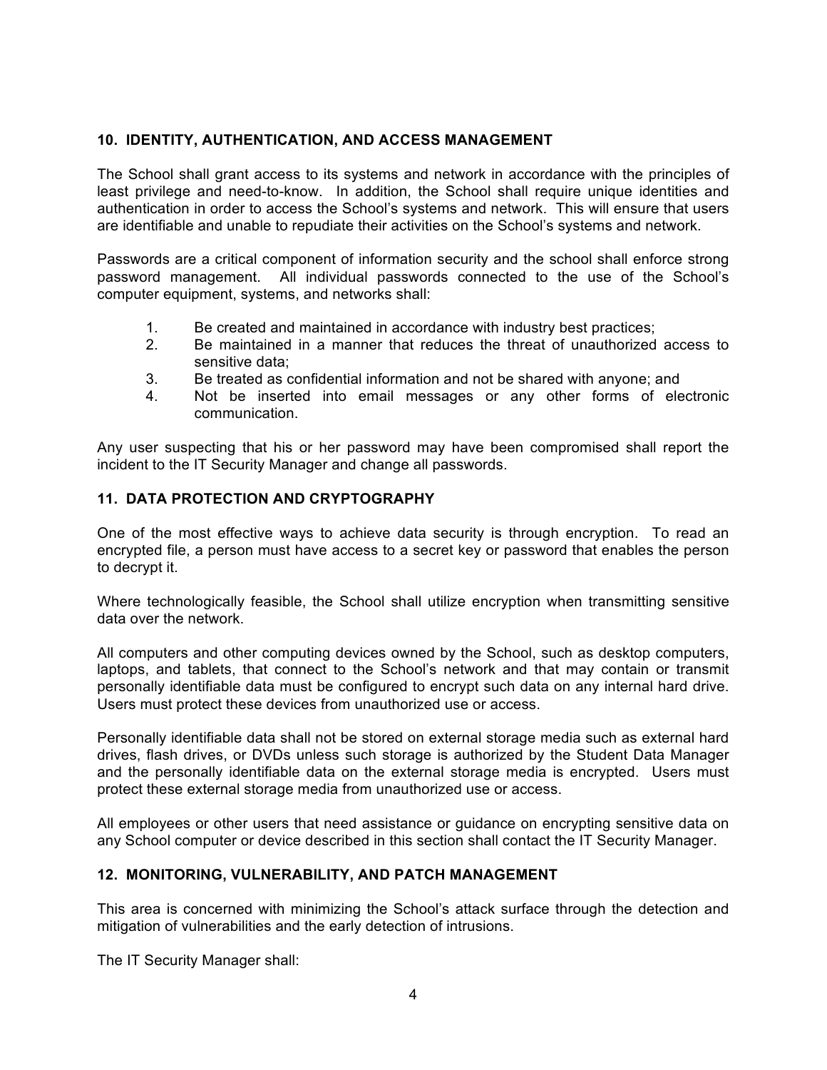## 10. IDENTITY, AUTHENTICATION, AND ACCESS MANAGEMENT

The School shall grant access to its systems and network in accordance with the principles of least privilege and need-to-know. In addition, the School shall require unique identities and authentication in order to access the School's systems and network. This will ensure that users are identifiable and unable to repudiate their activities on the School's systems and network.

Passwords are a critical component of information security and the school shall enforce strong password management. All individual passwords connected to the use of the School's computer equipment, systems, and networks shall:

1. Be created and maintained in accordance with industry best practices;
2. Be maintained in a manner that reduces the threat of unauthorized access to sensitive data;
3. Be treated as confidential information and not be shared with anyone; and
4. Not be inserted into email messages or any other forms of electronic communication.

Any user suspecting that his or her password may have been compromised shall report the incident to the IT Security Manager and change all passwords.

## 11. DATA PROTECTION AND CRYPTOGRAPHY

One of the most effective ways to achieve data security is through encryption. To read an encrypted file, a person must have access to a secret key or password that enables the person to decrypt it.

Where technologically feasible, the School shall utilize encryption when transmitting sensitive data over the network.

All computers and other computing devices owned by the School, such as desktop computers, laptops, and tablets, that connect to the School's network and that may contain or transmit personally identifiable data must be configured to encrypt such data on any internal hard drive. Users must protect these devices from unauthorized use or access.

Personally identifiable data shall not be stored on external storage media such as external hard drives, flash drives, or DVDs unless such storage is authorized by the Student Data Manager and the personally identifiable data on the external storage media is encrypted. Users must protect these external storage media from unauthorized use or access.

All employees or other users that need assistance or guidance on encrypting sensitive data on any School computer or device described in this section shall contact the IT Security Manager.

## 12. MONITORING, VULNERABILITY, AND PATCH MANAGEMENT

This area is concerned with minimizing the School's attack surface through the detection and mitigation of vulnerabilities and the early detection of intrusions.

The IT Security Manager shall: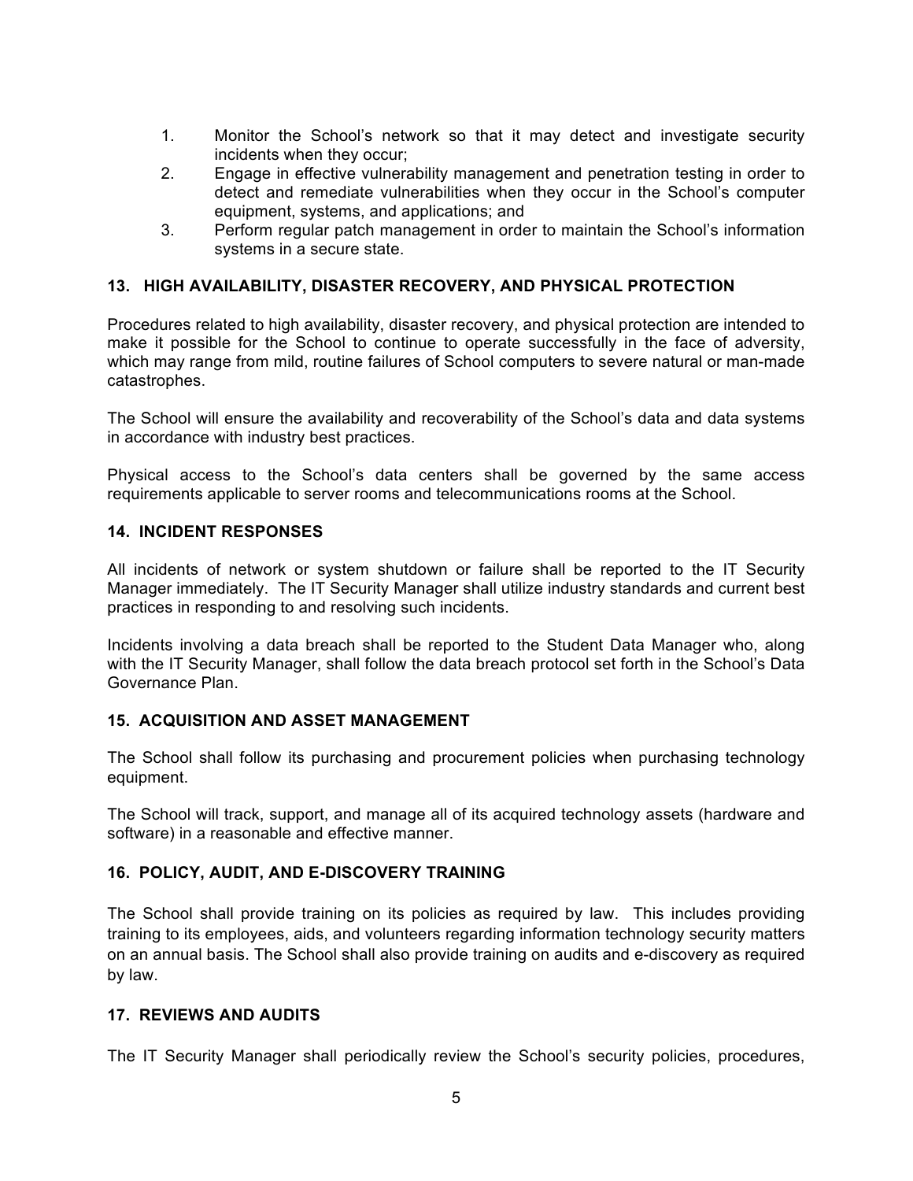1. Monitor the School's network so that it may detect and investigate security incidents when they occur;
2. Engage in effective vulnerability management and penetration testing in order to detect and remediate vulnerabilities when they occur in the School's computer equipment, systems, and applications; and
3. Perform regular patch management in order to maintain the School's information systems in a secure state.

## 13. HIGH AVAILABILITY, DISASTER RECOVERY, AND PHYSICAL PROTECTION

Procedures related to high availability, disaster recovery, and physical protection are intended to make it possible for the School to continue to operate successfully in the face of adversity, which may range from mild, routine failures of School computers to severe natural or man-made catastrophes.

The School will ensure the availability and recoverability of the School's data and data systems in accordance with industry best practices.

Physical access to the School's data centers shall be governed by the same access requirements applicable to server rooms and telecommunications rooms at the School.

## 14. INCIDENT RESPONSES

All incidents of network or system shutdown or failure shall be reported to the IT Security Manager immediately. The IT Security Manager shall utilize industry standards and current best practices in responding to and resolving such incidents.

Incidents involving a data breach shall be reported to the Student Data Manager who, along with the IT Security Manager, shall follow the data breach protocol set forth in the School's Data Governance Plan.

## 15. ACQUISITION AND ASSET MANAGEMENT

The School shall follow its purchasing and procurement policies when purchasing technology equipment.

The School will track, support, and manage all of its acquired technology assets (hardware and software) in a reasonable and effective manner.

## 16. POLICY, AUDIT, AND E-DISCOVERY TRAINING

The School shall provide training on its policies as required by law. This includes providing training to its employees, aids, and volunteers regarding information technology security matters on an annual basis. The School shall also provide training on audits and e-discovery as required by law.

## 17. REVIEWS AND AUDITS

The IT Security Manager shall periodically review the School's security policies, procedures,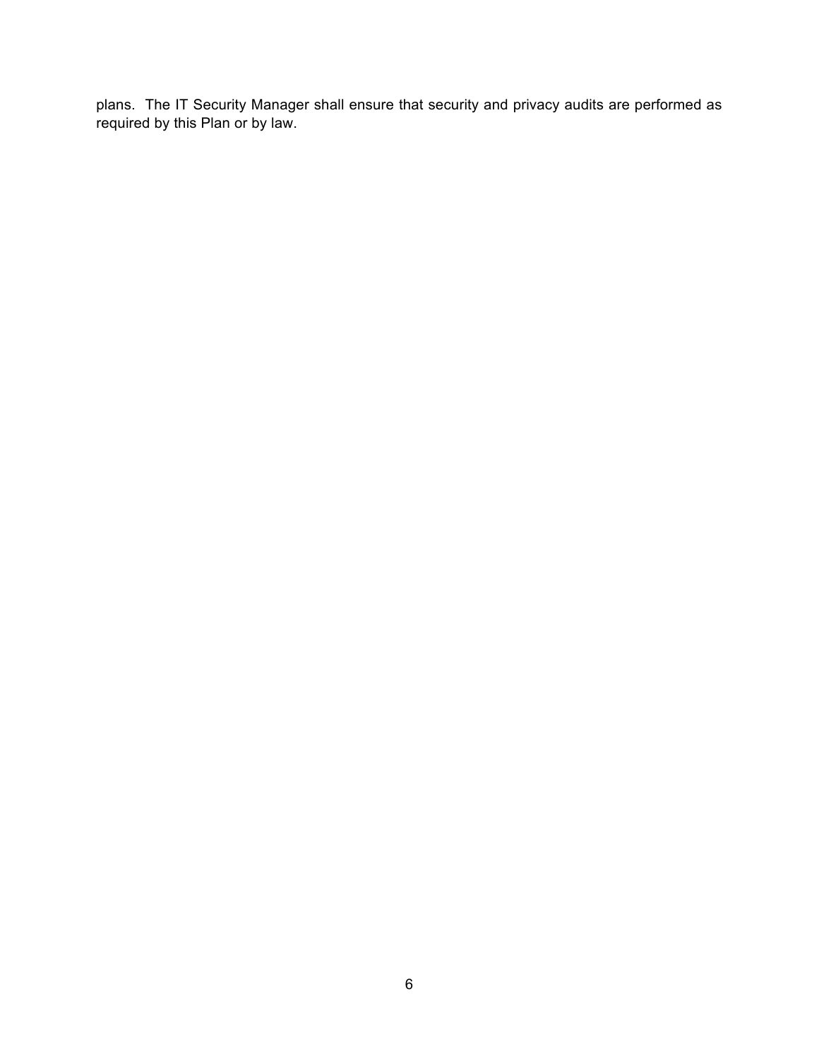plans. The IT Security Manager shall ensure that security and privacy audits are performed as required by this Plan or by law.